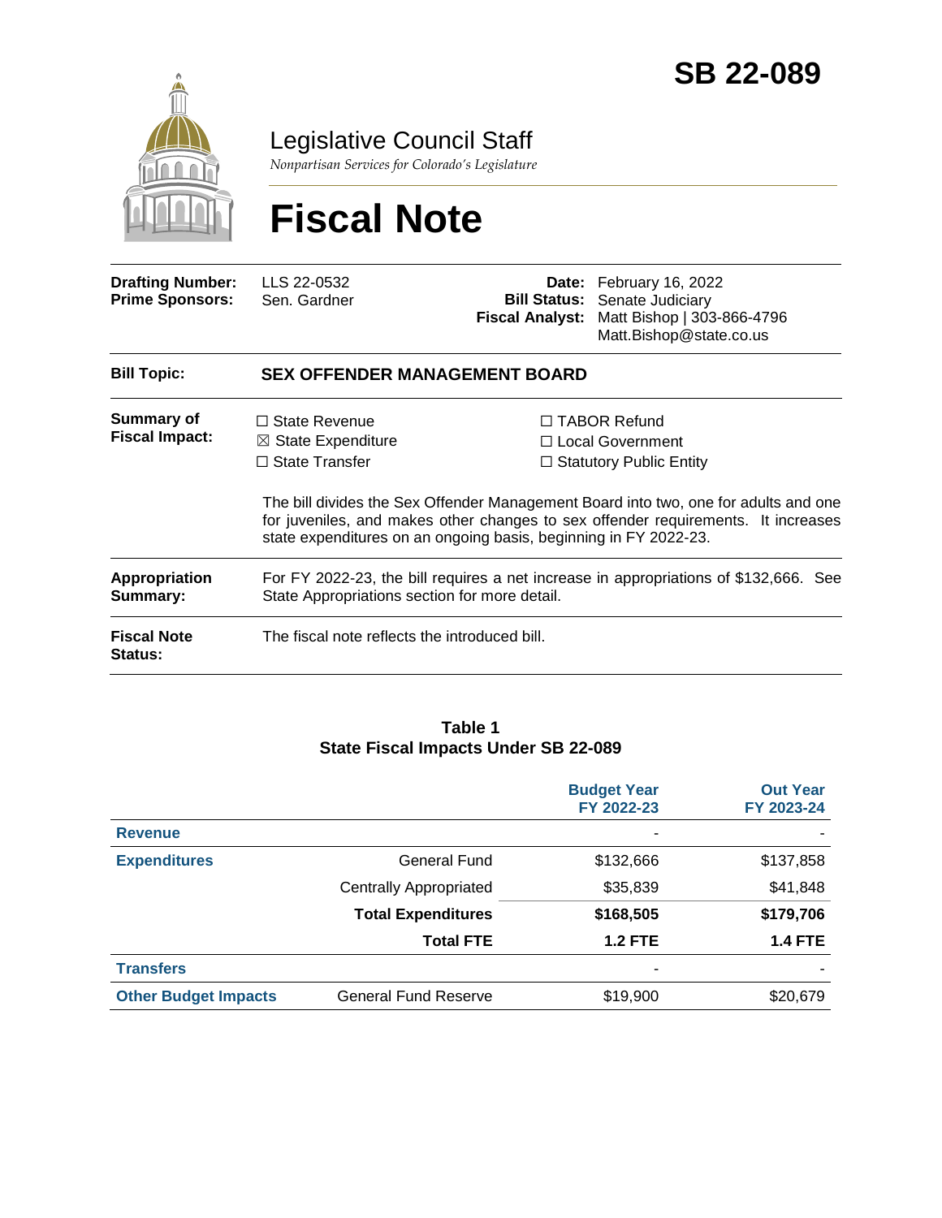# SB 22-089

## Legislative Council Staff

*Nonpartisan Services for Colorado's Legislature*

# Fiscal Note

| | | | |
|---|---|---|---|
| **Drafting Number:** | LLS 22-0532 | **Date:** | February 16, 2022 |
| **Prime Sponsors:** | Sen. Gardner | **Bill Status:** | Senate Judiciary |
| | | **Fiscal Analyst:** | Matt Bishop \| 303-866-4796<br>Matt.Bishop@state.co.us |

| | |
|---|---|
| **Bill Topic:** | **SEX OFFENDER MANAGEMENT BOARD** |
| **Summary of Fiscal Impact:** | ☐ State Revenue<br>☒ State Expenditure<br>☐ State Transfer<br>☐ TABOR Refund<br>☐ Local Government<br>☐ Statutory Public Entity<br><br>The bill divides the Sex Offender Management Board into two, one for adults and one for juveniles, and makes other changes to sex offender requirements. It increases state expenditures on an ongoing basis, beginning in FY 2022-23. |
| **Appropriation Summary:** | For FY 2022-23, the bill requires a net increase in appropriations of $132,666. See State Appropriations section for more detail. |
| **Fiscal Note Status:** | The fiscal note reflects the introduced bill. |

**Table 1**
**State Fiscal Impacts Under SB 22-089**

| | | Budget Year FY 2022-23 | Out Year FY 2023-24 |
|---|---|---|---|
| **Revenue** | | - | - |
| **Expenditures** | General Fund | $132,666 | $137,858 |
| | Centrally Appropriated | $35,839 | $41,848 |
| | **Total Expenditures** | **$168,505** | **$179,706** |
| | **Total FTE** | **1.2 FTE** | **1.4 FTE** |
| **Transfers** | | - | - |
| **Other Budget Impacts** | General Fund Reserve | $19,900 | $20,679 |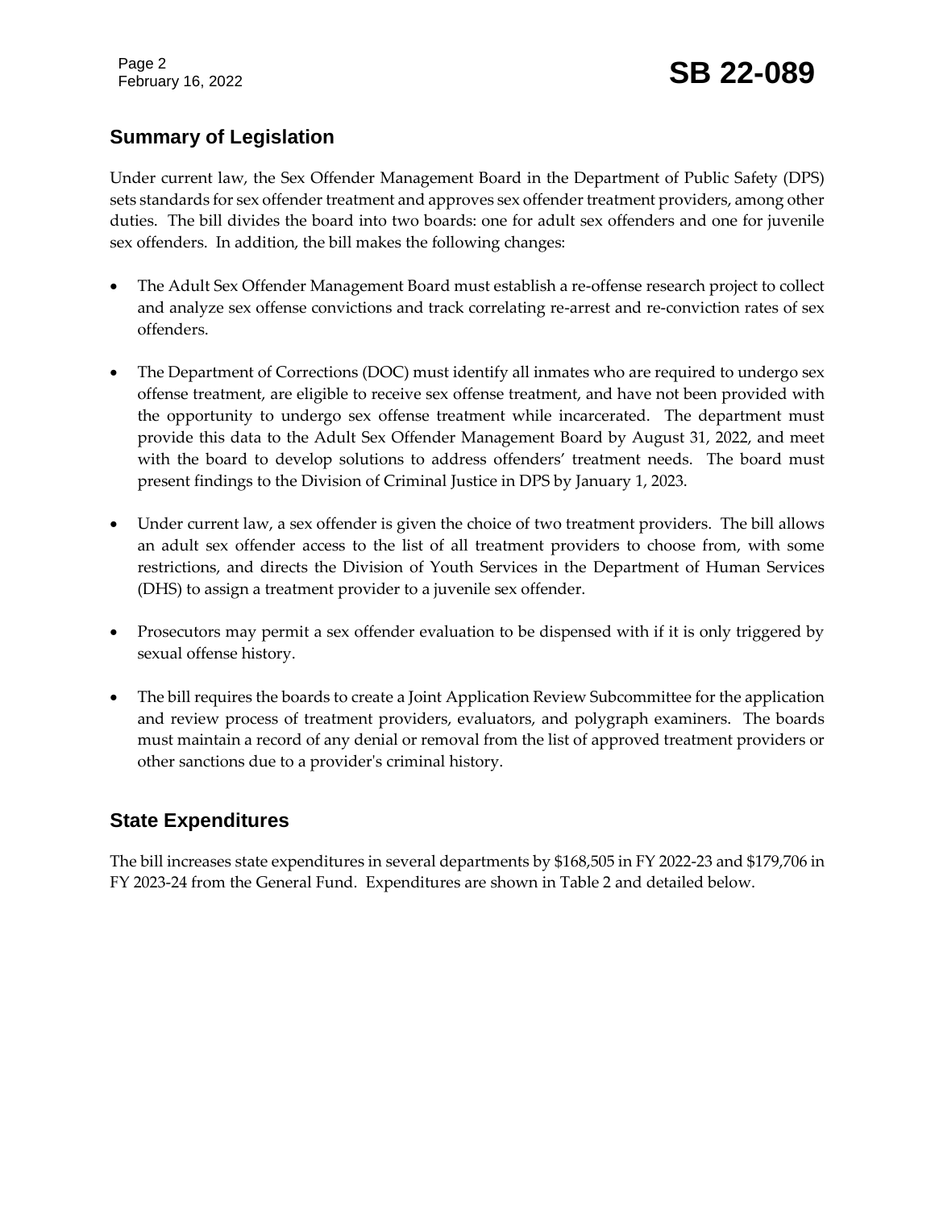## Summary of Legislation

Under current law, the Sex Offender Management Board in the Department of Public Safety (DPS) sets standards for sex offender treatment and approves sex offender treatment providers, among other duties. The bill divides the board into two boards: one for adult sex offenders and one for juvenile sex offenders. In addition, the bill makes the following changes:

- The Adult Sex Offender Management Board must establish a re-offense research project to collect and analyze sex offense convictions and track correlating re-arrest and re-conviction rates of sex offenders.
- The Department of Corrections (DOC) must identify all inmates who are required to undergo sex offense treatment, are eligible to receive sex offense treatment, and have not been provided with the opportunity to undergo sex offense treatment while incarcerated. The department must provide this data to the Adult Sex Offender Management Board by August 31, 2022, and meet with the board to develop solutions to address offenders' treatment needs. The board must present findings to the Division of Criminal Justice in DPS by January 1, 2023.
- Under current law, a sex offender is given the choice of two treatment providers. The bill allows an adult sex offender access to the list of all treatment providers to choose from, with some restrictions, and directs the Division of Youth Services in the Department of Human Services (DHS) to assign a treatment provider to a juvenile sex offender.
- Prosecutors may permit a sex offender evaluation to be dispensed with if it is only triggered by sexual offense history.
- The bill requires the boards to create a Joint Application Review Subcommittee for the application and review process of treatment providers, evaluators, and polygraph examiners. The boards must maintain a record of any denial or removal from the list of approved treatment providers or other sanctions due to a provider's criminal history.

## State Expenditures

The bill increases state expenditures in several departments by $168,505 in FY 2022-23 and $179,706 in FY 2023-24 from the General Fund. Expenditures are shown in Table 2 and detailed below.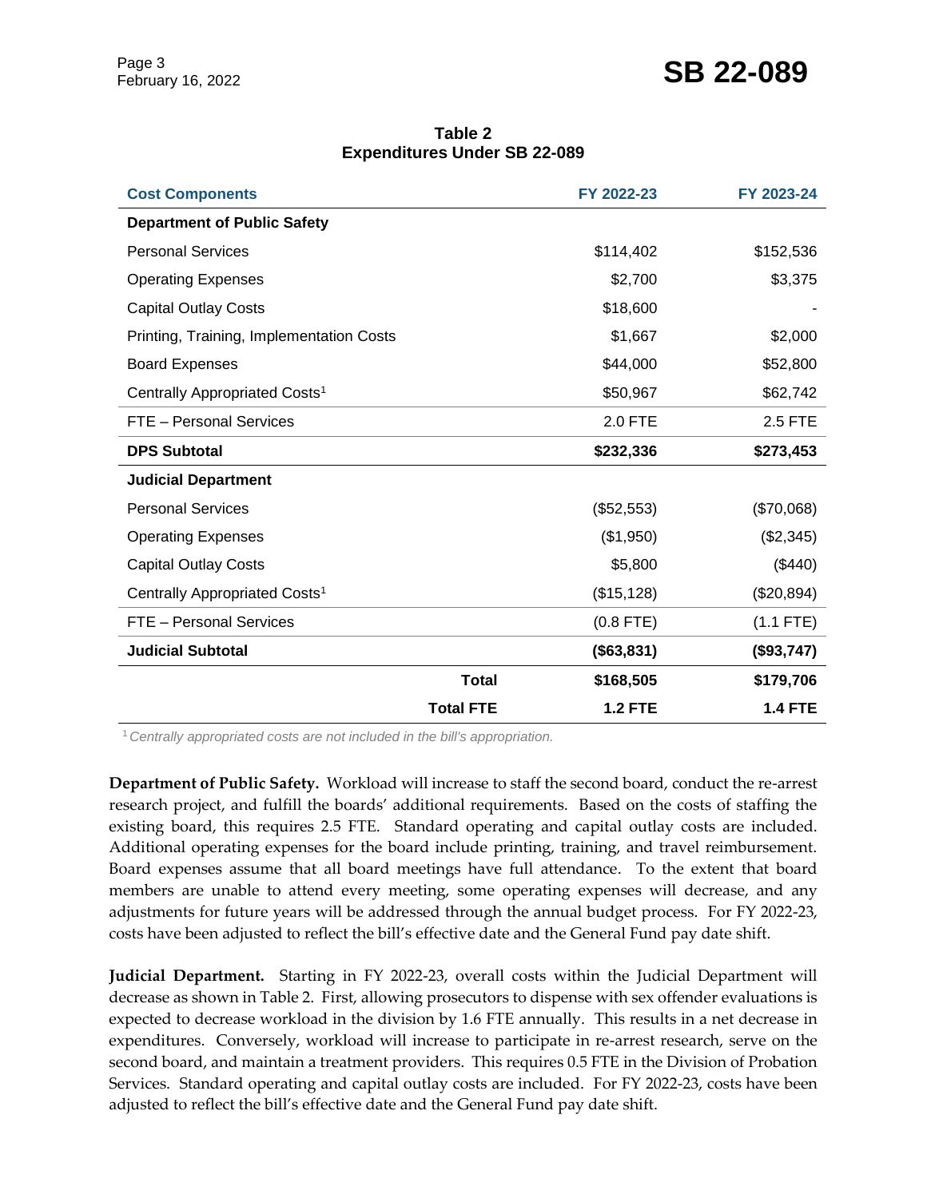**Table 2**
**Expenditures Under SB 22-089**

| Cost Components | FY 2022-23 | FY 2023-24 |
|---|---|---|
| **Department of Public Safety** | | |
| Personal Services | $114,402 | $152,536 |
| Operating Expenses | $2,700 | $3,375 |
| Capital Outlay Costs | $18,600 | - |
| Printing, Training, Implementation Costs | $1,667 | $2,000 |
| Board Expenses | $44,000 | $52,800 |
| Centrally Appropriated Costs[1] | $50,967 | $62,742 |
| FTE – Personal Services | 2.0 FTE | 2.5 FTE |
| **DPS Subtotal** | **$232,336** | **$273,453** |
| **Judicial Department** | | |
| Personal Services | ($52,553) | ($70,068) |
| Operating Expenses | ($1,950) | ($2,345) |
| Capital Outlay Costs | $5,800 | ($440) |
| Centrally Appropriated Costs[1] | ($15,128) | ($20,894) |
| FTE – Personal Services | (0.8 FTE) | (1.1 FTE) |
| **Judicial Subtotal** | **($63,831)** | **($93,747)** |
| **Total** | **$168,505** | **$179,706** |
| **Total FTE** | **1.2 FTE** | **1.4 FTE** |

[1] *Centrally appropriated costs are not included in the bill's appropriation.*

**Department of Public Safety.** Workload will increase to staff the second board, conduct the re-arrest research project, and fulfill the boards' additional requirements. Based on the costs of staffing the existing board, this requires 2.5 FTE. Standard operating and capital outlay costs are included. Additional operating expenses for the board include printing, training, and travel reimbursement. Board expenses assume that all board meetings have full attendance. To the extent that board members are unable to attend every meeting, some operating expenses will decrease, and any adjustments for future years will be addressed through the annual budget process. For FY 2022-23, costs have been adjusted to reflect the bill's effective date and the General Fund pay date shift.

**Judicial Department.** Starting in FY 2022-23, overall costs within the Judicial Department will decrease as shown in Table 2. First, allowing prosecutors to dispense with sex offender evaluations is expected to decrease workload in the division by 1.6 FTE annually. This results in a net decrease in expenditures. Conversely, workload will increase to participate in re-arrest research, serve on the second board, and maintain a treatment providers. This requires 0.5 FTE in the Division of Probation Services. Standard operating and capital outlay costs are included. For FY 2022-23, costs have been adjusted to reflect the bill's effective date and the General Fund pay date shift.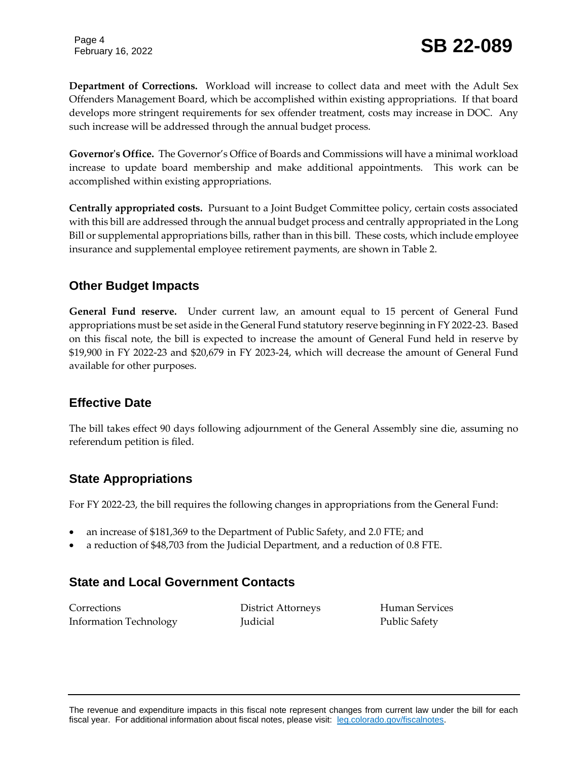**Department of Corrections.** Workload will increase to collect data and meet with the Adult Sex Offenders Management Board, which be accomplished within existing appropriations. If that board develops more stringent requirements for sex offender treatment, costs may increase in DOC. Any such increase will be addressed through the annual budget process.

**Governor's Office.** The Governor's Office of Boards and Commissions will have a minimal workload increase to update board membership and make additional appointments. This work can be accomplished within existing appropriations.

**Centrally appropriated costs.** Pursuant to a Joint Budget Committee policy, certain costs associated with this bill are addressed through the annual budget process and centrally appropriated in the Long Bill or supplemental appropriations bills, rather than in this bill. These costs, which include employee insurance and supplemental employee retirement payments, are shown in Table 2.

## Other Budget Impacts

**General Fund reserve.** Under current law, an amount equal to 15 percent of General Fund appropriations must be set aside in the General Fund statutory reserve beginning in FY 2022-23. Based on this fiscal note, the bill is expected to increase the amount of General Fund held in reserve by $19,900 in FY 2022-23 and $20,679 in FY 2023-24, which will decrease the amount of General Fund available for other purposes.

## Effective Date

The bill takes effect 90 days following adjournment of the General Assembly sine die, assuming no referendum petition is filed.

## State Appropriations

For FY 2022-23, the bill requires the following changes in appropriations from the General Fund:

- an increase of $181,369 to the Department of Public Safety, and 2.0 FTE; and
- a reduction of $48,703 from the Judicial Department, and a reduction of 0.8 FTE.

## State and Local Government Contacts

| | | |
|---|---|---|
| Corrections | District Attorneys | Human Services |
| Information Technology | Judicial | Public Safety |

The revenue and expenditure impacts in this fiscal note represent changes from current law under the bill for each fiscal year. For additional information about fiscal notes, please visit: leg.colorado.gov/fiscalnotes.